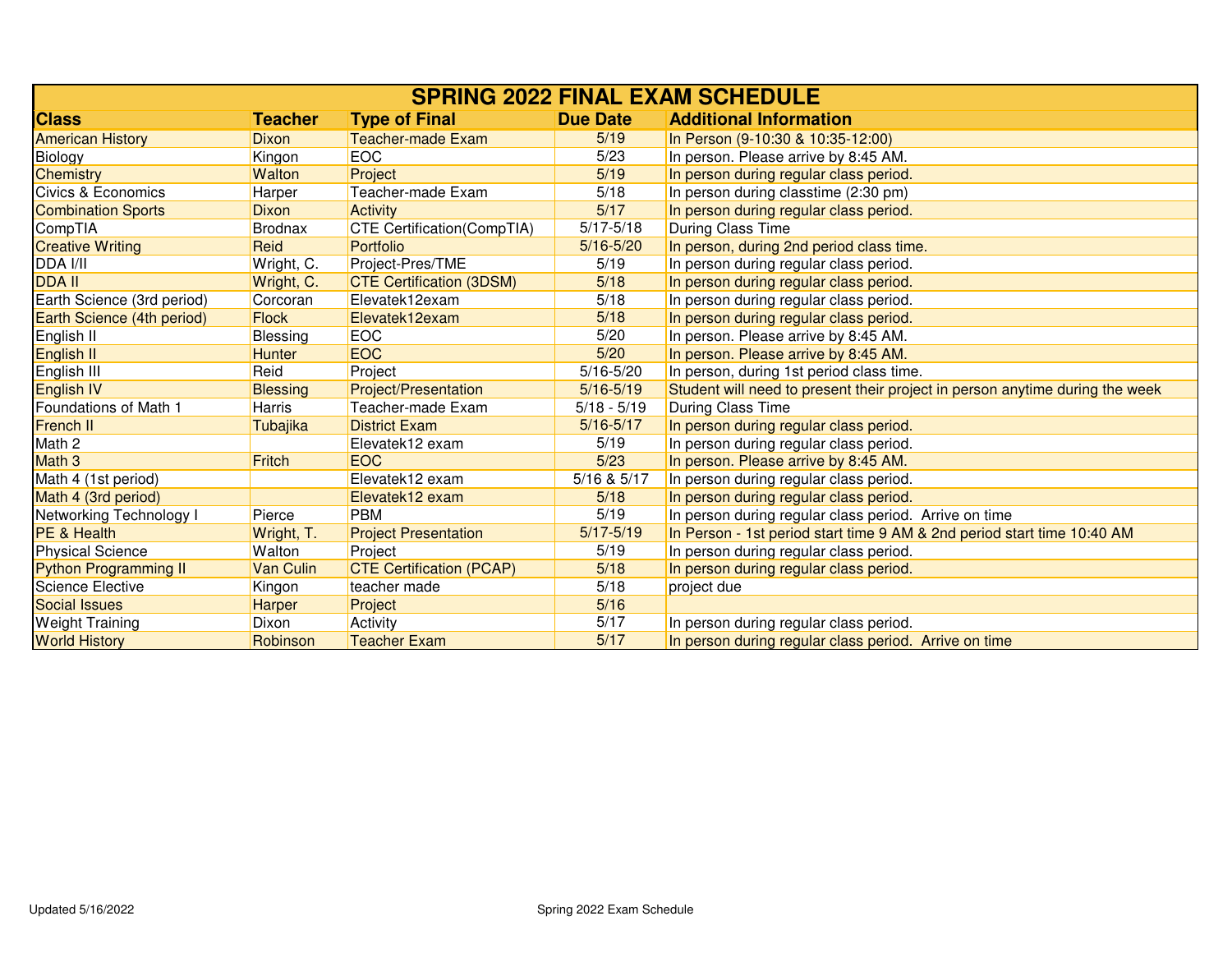# SPRING 2022 FINAL EXAM SCHEDULE

| Class | Teacher | Type of Final | Due Date | Additional Information |
|---|---|---|---|---|
| American History | Dixon | Teacher-made Exam | 5/19 | In Person (9-10:30 & 10:35-12:00) |
| Biology | Kingon | EOC | 5/23 | In person. Please arrive by 8:45 AM. |
| Chemistry | Walton | Project | 5/19 | In person during regular class period. |
| Civics & Economics | Harper | Teacher-made Exam | 5/18 | In person during classtime (2:30 pm) |
| Combination Sports | Dixon | Activity | 5/17 | In person during regular class period. |
| CompTIA | Brodnax | CTE Certification(CompTIA) | 5/17-5/18 | During Class Time |
| Creative Writing | Reid | Portfolio | 5/16-5/20 | In person, during 2nd period class time. |
| DDA I/II | Wright, C. | Project-Pres/TME | 5/19 | In person during regular class period. |
| DDA II | Wright, C. | CTE Certification (3DSM) | 5/18 | In person during regular class period. |
| Earth Science (3rd period) | Corcoran | Elevatek12exam | 5/18 | In person during regular class period. |
| Earth Science (4th period) | Flock | Elevatek12exam | 5/18 | In person during regular class period. |
| English II | Blessing | EOC | 5/20 | In person. Please arrive by 8:45 AM. |
| English II | Hunter | EOC | 5/20 | In person. Please arrive by 8:45 AM. |
| English III | Reid | Project | 5/16-5/20 | In person, during 1st period class time. |
| English IV | Blessing | Project/Presentation | 5/16-5/19 | Student will need to present their project in person anytime during the week |
| Foundations of Math 1 | Harris | Teacher-made Exam | 5/18 - 5/19 | During Class Time |
| French II | Tubajika | District Exam | 5/16-5/17 | In person during regular class period. |
| Math 2 | | Elevatek12 exam | 5/19 | In person during regular class period. |
| Math 3 | Fritch | EOC | 5/23 | In person. Please arrive by 8:45 AM. |
| Math 4 (1st period) | | Elevatek12 exam | 5/16 & 5/17 | In person during regular class period. |
| Math 4 (3rd period) | | Elevatek12 exam | 5/18 | In person during regular class period. |
| Networking Technology I | Pierce | PBM | 5/19 | In person during regular class period. Arrive on time |
| PE & Health | Wright, T. | Project Presentation | 5/17-5/19 | In Person - 1st period start time 9 AM & 2nd period start time 10:40 AM |
| Physical Science | Walton | Project | 5/19 | In person during regular class period. |
| Python Programming II | Van Culin | CTE Certification (PCAP) | 5/18 | In person during regular class period. |
| Science Elective | Kingon | teacher made | 5/18 | project due |
| Social Issues | Harper | Project | 5/16 | |
| Weight Training | Dixon | Activity | 5/17 | In person during regular class period. |
| World History | Robinson | Teacher Exam | 5/17 | In person during regular class period. Arrive on time |

Updated 5/16/2022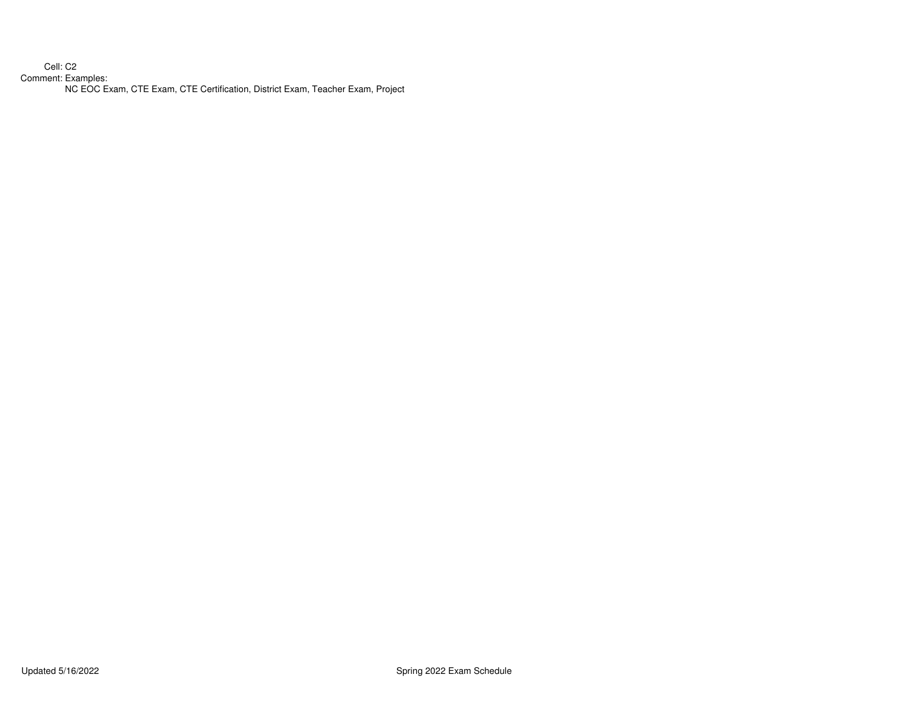Cell: C2
Comment: Examples:
NC EOC Exam, CTE Exam, CTE Certification, District Exam, Teacher Exam, Project